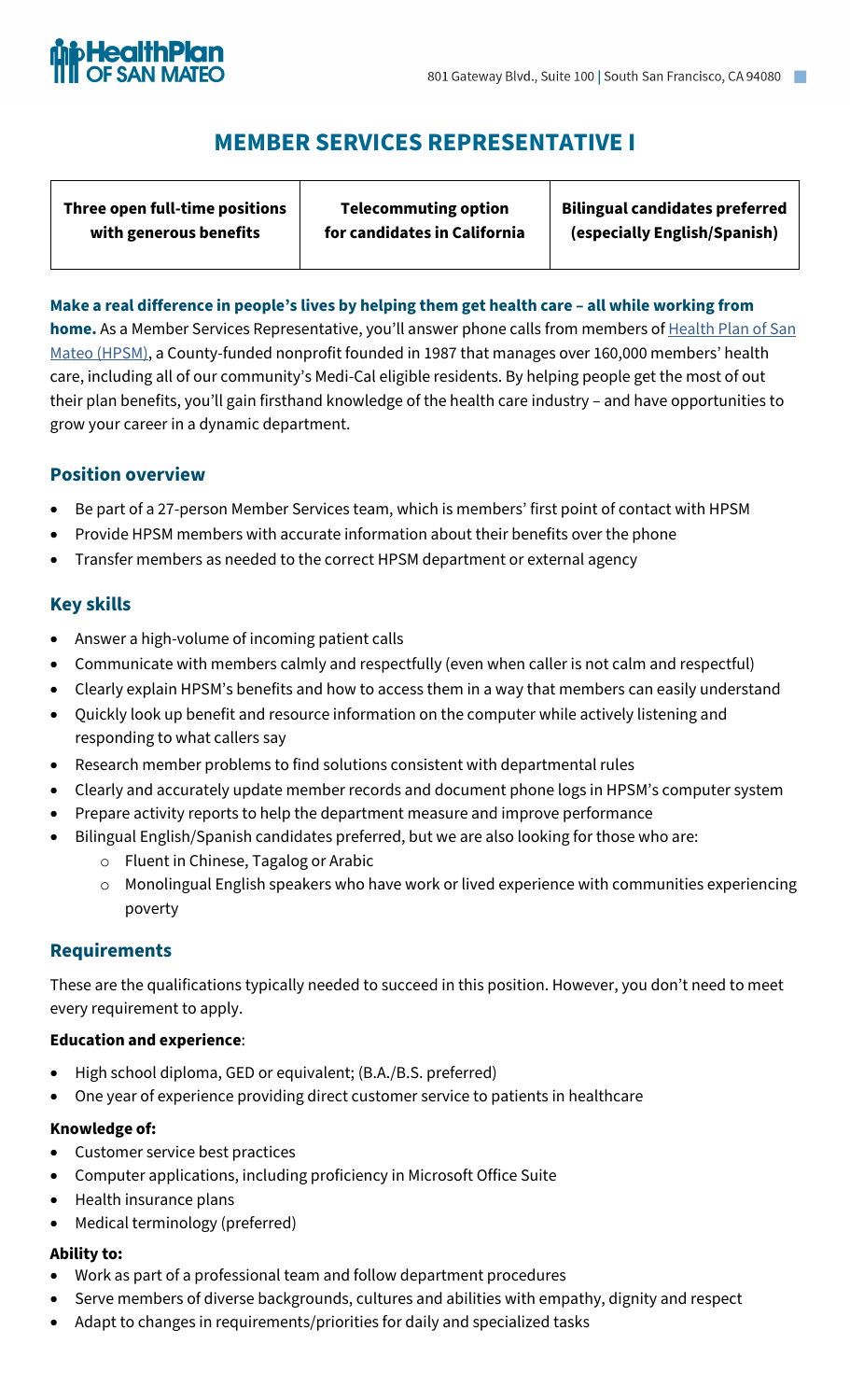HealthPlan OF SAN MATEO

801 Gateway Blvd., Suite 100 | South San Francisco, CA 94080

# MEMBER SERVICES REPRESENTATIVE I

| Three open full-time positions with generous benefits | Telecommuting option for candidates in California | Bilingual candidates preferred (especially English/Spanish) |
|---|---|---|

**Make a real difference in people's lives by helping them get health care – all while working from home.** As a Member Services Representative, you'll answer phone calls from members of Health Plan of San Mateo (HPSM), a County-funded nonprofit founded in 1987 that manages over 160,000 members' health care, including all of our community's Medi-Cal eligible residents. By helping people get the most of out their plan benefits, you'll gain firsthand knowledge of the health care industry – and have opportunities to grow your career in a dynamic department.

## Position overview

- Be part of a 27-person Member Services team, which is members' first point of contact with HPSM
- Provide HPSM members with accurate information about their benefits over the phone
- Transfer members as needed to the correct HPSM department or external agency

## Key skills

- Answer a high-volume of incoming patient calls
- Communicate with members calmly and respectfully (even when caller is not calm and respectful)
- Clearly explain HPSM's benefits and how to access them in a way that members can easily understand
- Quickly look up benefit and resource information on the computer while actively listening and responding to what callers say
- Research member problems to find solutions consistent with departmental rules
- Clearly and accurately update member records and document phone logs in HPSM's computer system
- Prepare activity reports to help the department measure and improve performance
- Bilingual English/Spanish candidates preferred, but we are also looking for those who are:
  - Fluent in Chinese, Tagalog or Arabic
  - Monolingual English speakers who have work or lived experience with communities experiencing poverty

## Requirements

These are the qualifications typically needed to succeed in this position. However, you don't need to meet every requirement to apply.

**Education and experience**:

- High school diploma, GED or equivalent; (B.A./B.S. preferred)
- One year of experience providing direct customer service to patients in healthcare

**Knowledge of:**

- Customer service best practices
- Computer applications, including proficiency in Microsoft Office Suite
- Health insurance plans
- Medical terminology (preferred)

**Ability to:**

- Work as part of a professional team and follow department procedures
- Serve members of diverse backgrounds, cultures and abilities with empathy, dignity and respect
- Adapt to changes in requirements/priorities for daily and specialized tasks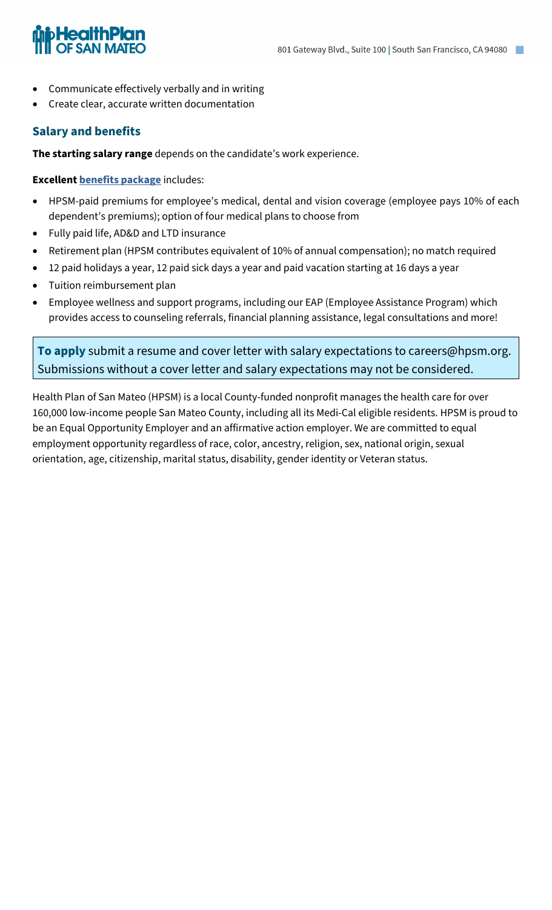- Communicate effectively verbally and in writing
- Create clear, accurate written documentation

## Salary and benefits

**The starting salary range** depends on the candidate's work experience.

**Excellent benefits package** includes:

- HPSM-paid premiums for employee's medical, dental and vision coverage (employee pays 10% of each dependent's premiums); option of four medical plans to choose from
- Fully paid life, AD&D and LTD insurance
- Retirement plan (HPSM contributes equivalent of 10% of annual compensation); no match required
- 12 paid holidays a year, 12 paid sick days a year and paid vacation starting at 16 days a year
- Tuition reimbursement plan
- Employee wellness and support programs, including our EAP (Employee Assistance Program) which provides access to counseling referrals, financial planning assistance, legal consultations and more!

**To apply** submit a resume and cover letter with salary expectations to careers@hpsm.org. Submissions without a cover letter and salary expectations may not be considered.

Health Plan of San Mateo (HPSM) is a local County-funded nonprofit manages the health care for over 160,000 low-income people San Mateo County, including all its Medi-Cal eligible residents. HPSM is proud to be an Equal Opportunity Employer and an affirmative action employer. We are committed to equal employment opportunity regardless of race, color, ancestry, religion, sex, national origin, sexual orientation, age, citizenship, marital status, disability, gender identity or Veteran status.